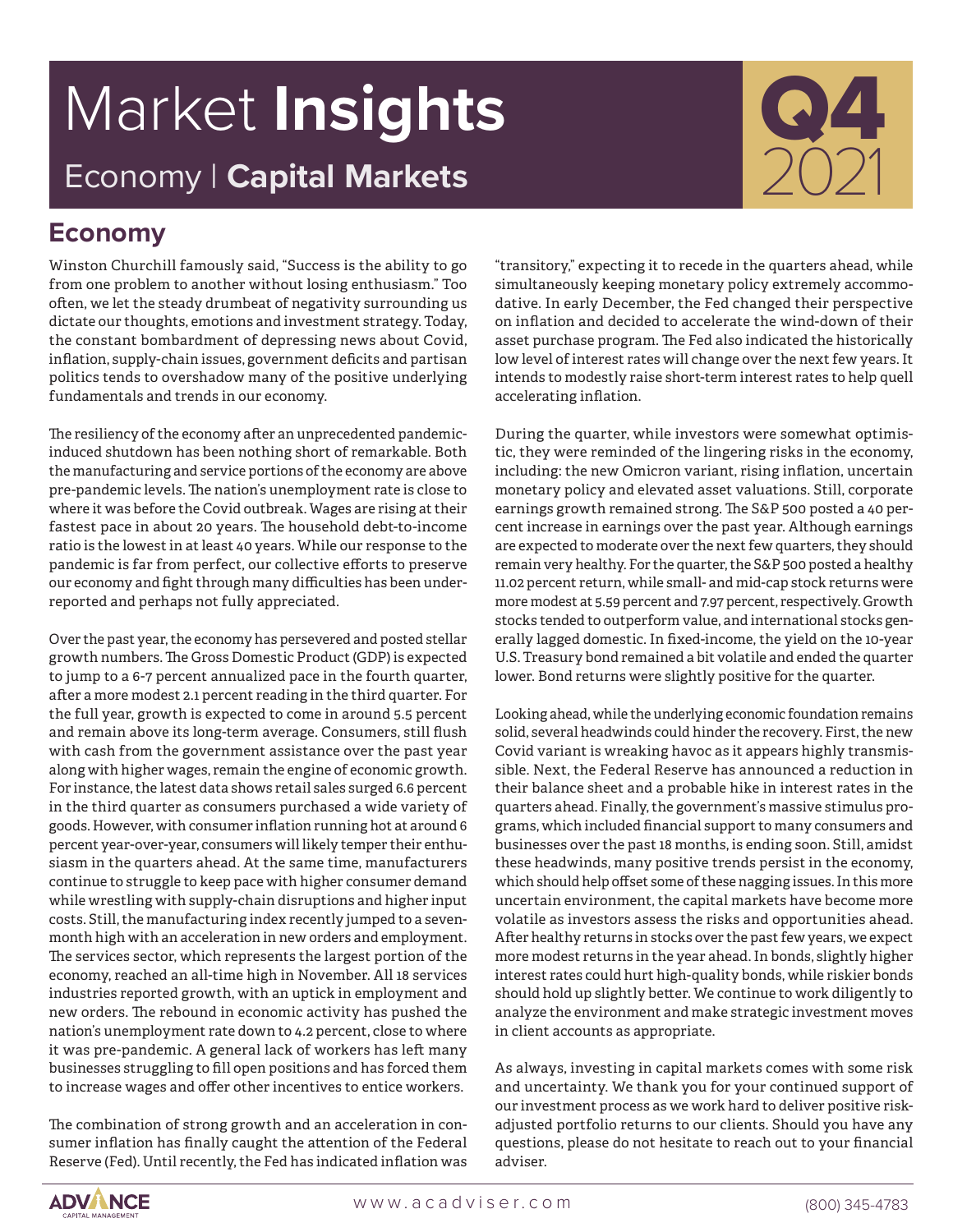# Market **Insights**

## Economy | **Capital Markets**

**Q4** 2021

## Economy

Winston Churchill famously said, "Success is the ability to go from one problem to another without losing enthusiasm." Too often, we let the steady drumbeat of negativity surrounding us dictate our thoughts, emotions and investment strategy. Today, the constant bombardment of depressing news about Covid, inflation, supply-chain issues, government deficits and partisan politics tends to overshadow many of the positive underlying fundamentals and trends in our economy.

The resiliency of the economy after an unprecedented pandemic-induced shutdown has been nothing short of remarkable. Both the manufacturing and service portions of the economy are above pre-pandemic levels. The nation's unemployment rate is close to where it was before the Covid outbreak. Wages are rising at their fastest pace in about 20 years. The household debt-to-income ratio is the lowest in at least 40 years. While our response to the pandemic is far from perfect, our collective efforts to preserve our economy and fight through many difficulties has been under-reported and perhaps not fully appreciated.

Over the past year, the economy has persevered and posted stellar growth numbers. The Gross Domestic Product (GDP) is expected to jump to a 6-7 percent annualized pace in the fourth quarter, after a more modest 2.1 percent reading in the third quarter. For the full year, growth is expected to come in around 5.5 percent and remain above its long-term average. Consumers, still flush with cash from the government assistance over the past year along with higher wages, remain the engine of economic growth. For instance, the latest data shows retail sales surged 6.6 percent in the third quarter as consumers purchased a wide variety of goods. However, with consumer inflation running hot at around 6 percent year-over-year, consumers will likely temper their enthusiasm in the quarters ahead. At the same time, manufacturers continue to struggle to keep pace with higher consumer demand while wrestling with supply-chain disruptions and higher input costs. Still, the manufacturing index recently jumped to a seven-month high with an acceleration in new orders and employment. The services sector, which represents the largest portion of the economy, reached an all-time high in November. All 18 services industries reported growth, with an uptick in employment and new orders. The rebound in economic activity has pushed the nation's unemployment rate down to 4.2 percent, close to where it was pre-pandemic. A general lack of workers has left many businesses struggling to fill open positions and has forced them to increase wages and offer other incentives to entice workers.

The combination of strong growth and an acceleration in consumer inflation has finally caught the attention of the Federal Reserve (Fed). Until recently, the Fed has indicated inflation was "transitory," expecting it to recede in the quarters ahead, while simultaneously keeping monetary policy extremely accommodative. In early December, the Fed changed their perspective on inflation and decided to accelerate the wind-down of their asset purchase program. The Fed also indicated the historically low level of interest rates will change over the next few years. It intends to modestly raise short-term interest rates to help quell accelerating inflation.

During the quarter, while investors were somewhat optimistic, they were reminded of the lingering risks in the economy, including: the new Omicron variant, rising inflation, uncertain monetary policy and elevated asset valuations. Still, corporate earnings growth remained strong. The S&P 500 posted a 40 percent increase in earnings over the past year. Although earnings are expected to moderate over the next few quarters, they should remain very healthy. For the quarter, the S&P 500 posted a healthy 11.02 percent return, while small- and mid-cap stock returns were more modest at 5.59 percent and 7.97 percent, respectively. Growth stocks tended to outperform value, and international stocks generally lagged domestic. In fixed-income, the yield on the 10-year U.S. Treasury bond remained a bit volatile and ended the quarter lower. Bond returns were slightly positive for the quarter.

Looking ahead, while the underlying economic foundation remains solid, several headwinds could hinder the recovery. First, the new Covid variant is wreaking havoc as it appears highly transmissible. Next, the Federal Reserve has announced a reduction in their balance sheet and a probable hike in interest rates in the quarters ahead. Finally, the government's massive stimulus programs, which included financial support to many consumers and businesses over the past 18 months, is ending soon. Still, amidst these headwinds, many positive trends persist in the economy, which should help offset some of these nagging issues. In this more uncertain environment, the capital markets have become more volatile as investors assess the risks and opportunities ahead. After healthy returns in stocks over the past few years, we expect more modest returns in the year ahead. In bonds, slightly higher interest rates could hurt high-quality bonds, while riskier bonds should hold up slightly better. We continue to work diligently to analyze the environment and make strategic investment moves in client accounts as appropriate.

As always, investing in capital markets comes with some risk and uncertainty. We thank you for your continued support of our investment process as we work hard to deliver positive risk-adjusted portfolio returns to our clients. Should you have any questions, please do not hesitate to reach out to your financial adviser.

ADVANCE CAPITAL MANAGEMENT | www.acadviser.com | (800) 345-4783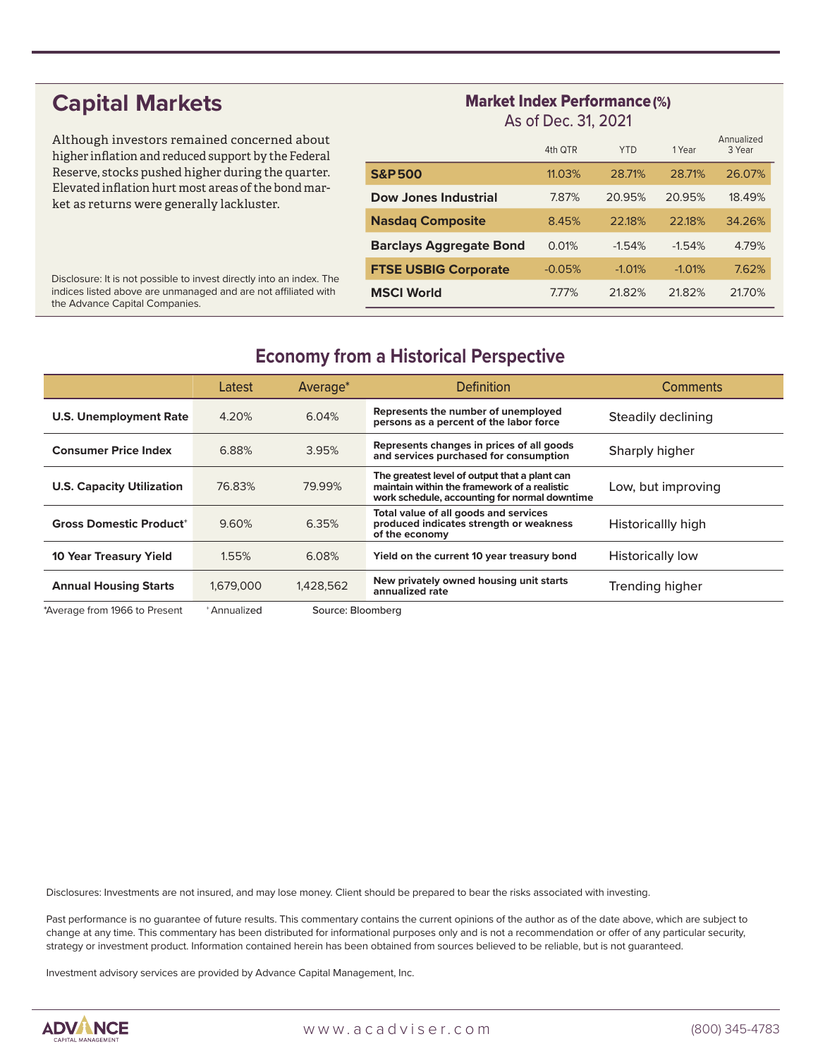## Capital Markets

Although investors remained concerned about higher inflation and reduced support by the Federal Reserve, stocks pushed higher during the quarter. Elevated inflation hurt most areas of the bond market as returns were generally lackluster.

Disclosure: It is not possible to invest directly into an index. The indices listed above are unmanaged and are not affiliated with the Advance Capital Companies.

### Market Index Performance (%)
As of Dec. 31, 2021

| | 4th QTR | YTD | 1 Year | Annualized 3 Year |
|---|---|---|---|---|
| **S&P 500** | 11.03% | 28.71% | 28.71% | 26.07% |
| **Dow Jones Industrial** | 7.87% | 20.95% | 20.95% | 18.49% |
| **Nasdaq Composite** | 8.45% | 22.18% | 22.18% | 34.26% |
| **Barclays Aggregate Bond** | 0.01% | -1.54% | -1.54% | 4.79% |
| **FTSE USBIG Corporate** | -0.05% | -1.01% | -1.01% | 7.62% |
| **MSCI World** | 7.77% | 21.82% | 21.82% | 21.70% |

## Economy from a Historical Perspective

| | Latest | Average* | Definition | Comments |
|---|---|---|---|---|
| **U.S. Unemployment Rate** | 4.20% | 6.04% | Represents the number of unemployed persons as a percent of the labor force | Steadily declining |
| **Consumer Price Index** | 6.88% | 3.95% | Represents changes in prices of all goods and services purchased for consumption | Sharply higher |
| **U.S. Capacity Utilization** | 76.83% | 79.99% | The greatest level of output that a plant can maintain within the framework of a realistic work schedule, accounting for normal downtime | Low, but improving |
| **Gross Domestic Product**⁺ | 9.60% | 6.35% | Total value of all goods and services produced indicates strength or weakness of the economy | Historicallly high |
| **10 Year Treasury Yield** | 1.55% | 6.08% | Yield on the current 10 year treasury bond | Historically low |
| **Annual Housing Starts** | 1,679,000 | 1,428,562 | New privately owned housing unit starts annualized rate | Trending higher |

*Average from 1966 to Present ⁺ Annualized Source: Bloomberg

Disclosures: Investments are not insured, and may lose money. Client should be prepared to bear the risks associated with investing.

Past performance is no guarantee of future results. This commentary contains the current opinions of the author as of the date above, which are subject to change at any time. This commentary has been distributed for informational purposes only and is not a recommendation or offer of any particular security, strategy or investment product. Information contained herein has been obtained from sources believed to be reliable, but is not guaranteed.

Investment advisory services are provided by Advance Capital Management, Inc.

ADVANCE CAPITAL MANAGEMENT www.acadviser.com (800) 345-4783